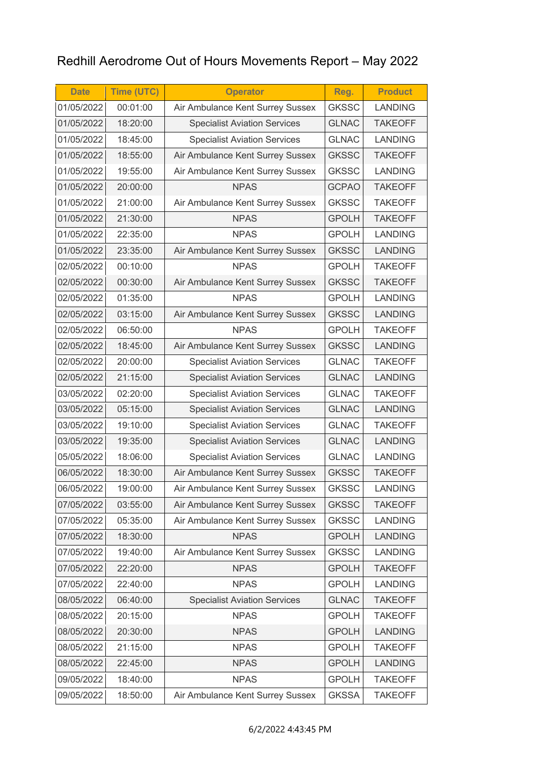# Redhill Aerodrome Out of Hours Movements Report – May 2022

| Date | Time (UTC) | Operator | Reg. | Product |
|---|---|---|---|---|
| 01/05/2022 | 00:01:00 | Air Ambulance Kent Surrey Sussex | GKSSC | LANDING |
| 01/05/2022 | 18:20:00 | Specialist Aviation Services | GLNAC | TAKEOFF |
| 01/05/2022 | 18:45:00 | Specialist Aviation Services | GLNAC | LANDING |
| 01/05/2022 | 18:55:00 | Air Ambulance Kent Surrey Sussex | GKSSC | TAKEOFF |
| 01/05/2022 | 19:55:00 | Air Ambulance Kent Surrey Sussex | GKSSC | LANDING |
| 01/05/2022 | 20:00:00 | NPAS | GCPAO | TAKEOFF |
| 01/05/2022 | 21:00:00 | Air Ambulance Kent Surrey Sussex | GKSSC | TAKEOFF |
| 01/05/2022 | 21:30:00 | NPAS | GPOLH | TAKEOFF |
| 01/05/2022 | 22:35:00 | NPAS | GPOLH | LANDING |
| 01/05/2022 | 23:35:00 | Air Ambulance Kent Surrey Sussex | GKSSC | LANDING |
| 02/05/2022 | 00:10:00 | NPAS | GPOLH | TAKEOFF |
| 02/05/2022 | 00:30:00 | Air Ambulance Kent Surrey Sussex | GKSSC | TAKEOFF |
| 02/05/2022 | 01:35:00 | NPAS | GPOLH | LANDING |
| 02/05/2022 | 03:15:00 | Air Ambulance Kent Surrey Sussex | GKSSC | LANDING |
| 02/05/2022 | 06:50:00 | NPAS | GPOLH | TAKEOFF |
| 02/05/2022 | 18:45:00 | Air Ambulance Kent Surrey Sussex | GKSSC | LANDING |
| 02/05/2022 | 20:00:00 | Specialist Aviation Services | GLNAC | TAKEOFF |
| 02/05/2022 | 21:15:00 | Specialist Aviation Services | GLNAC | LANDING |
| 03/05/2022 | 02:20:00 | Specialist Aviation Services | GLNAC | TAKEOFF |
| 03/05/2022 | 05:15:00 | Specialist Aviation Services | GLNAC | LANDING |
| 03/05/2022 | 19:10:00 | Specialist Aviation Services | GLNAC | TAKEOFF |
| 03/05/2022 | 19:35:00 | Specialist Aviation Services | GLNAC | LANDING |
| 05/05/2022 | 18:06:00 | Specialist Aviation Services | GLNAC | LANDING |
| 06/05/2022 | 18:30:00 | Air Ambulance Kent Surrey Sussex | GKSSC | TAKEOFF |
| 06/05/2022 | 19:00:00 | Air Ambulance Kent Surrey Sussex | GKSSC | LANDING |
| 07/05/2022 | 03:55:00 | Air Ambulance Kent Surrey Sussex | GKSSC | TAKEOFF |
| 07/05/2022 | 05:35:00 | Air Ambulance Kent Surrey Sussex | GKSSC | LANDING |
| 07/05/2022 | 18:30:00 | NPAS | GPOLH | LANDING |
| 07/05/2022 | 19:40:00 | Air Ambulance Kent Surrey Sussex | GKSSC | LANDING |
| 07/05/2022 | 22:20:00 | NPAS | GPOLH | TAKEOFF |
| 07/05/2022 | 22:40:00 | NPAS | GPOLH | LANDING |
| 08/05/2022 | 06:40:00 | Specialist Aviation Services | GLNAC | TAKEOFF |
| 08/05/2022 | 20:15:00 | NPAS | GPOLH | TAKEOFF |
| 08/05/2022 | 20:30:00 | NPAS | GPOLH | LANDING |
| 08/05/2022 | 21:15:00 | NPAS | GPOLH | TAKEOFF |
| 08/05/2022 | 22:45:00 | NPAS | GPOLH | LANDING |
| 09/05/2022 | 18:40:00 | NPAS | GPOLH | TAKEOFF |
| 09/05/2022 | 18:50:00 | Air Ambulance Kent Surrey Sussex | GKSSA | TAKEOFF |

6/2/2022 4:43:45 PM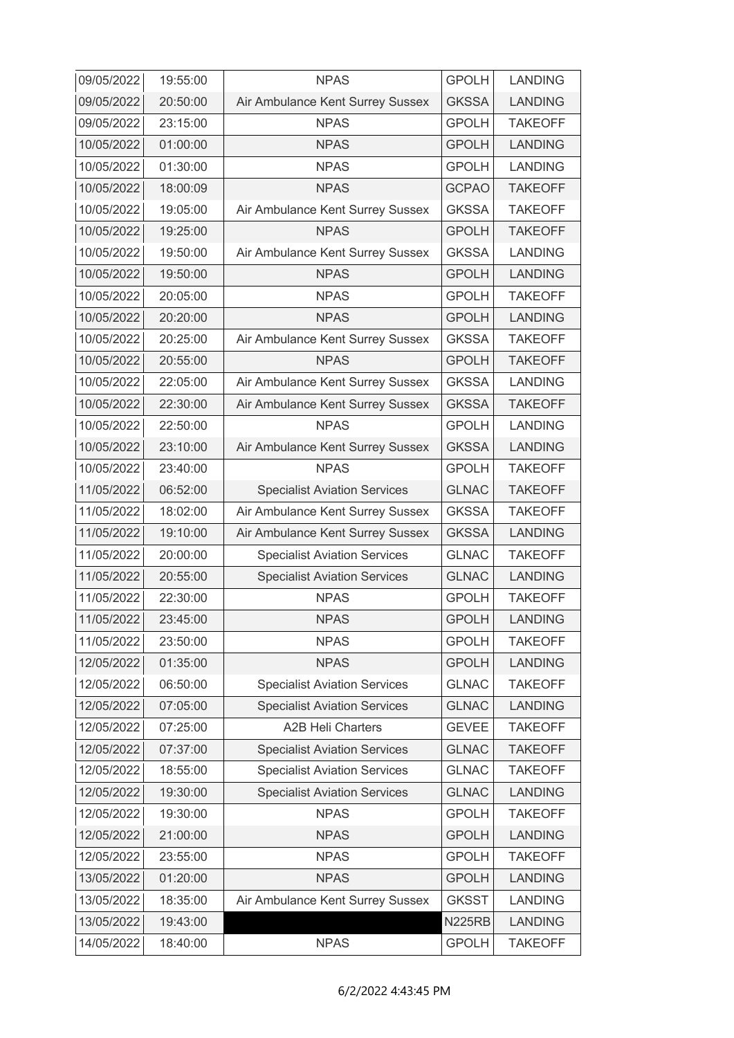| 09/05/2022 | 19:55:00 | NPAS | GPOLH | LANDING |
|---|---|---|---|---|
| 09/05/2022 | 20:50:00 | Air Ambulance Kent Surrey Sussex | GKSSA | LANDING |
| 09/05/2022 | 23:15:00 | NPAS | GPOLH | TAKEOFF |
| 10/05/2022 | 01:00:00 | NPAS | GPOLH | LANDING |
| 10/05/2022 | 01:30:00 | NPAS | GPOLH | LANDING |
| 10/05/2022 | 18:00:09 | NPAS | GCPAO | TAKEOFF |
| 10/05/2022 | 19:05:00 | Air Ambulance Kent Surrey Sussex | GKSSA | TAKEOFF |
| 10/05/2022 | 19:25:00 | NPAS | GPOLH | TAKEOFF |
| 10/05/2022 | 19:50:00 | Air Ambulance Kent Surrey Sussex | GKSSA | LANDING |
| 10/05/2022 | 19:50:00 | NPAS | GPOLH | LANDING |
| 10/05/2022 | 20:05:00 | NPAS | GPOLH | TAKEOFF |
| 10/05/2022 | 20:20:00 | NPAS | GPOLH | LANDING |
| 10/05/2022 | 20:25:00 | Air Ambulance Kent Surrey Sussex | GKSSA | TAKEOFF |
| 10/05/2022 | 20:55:00 | NPAS | GPOLH | TAKEOFF |
| 10/05/2022 | 22:05:00 | Air Ambulance Kent Surrey Sussex | GKSSA | LANDING |
| 10/05/2022 | 22:30:00 | Air Ambulance Kent Surrey Sussex | GKSSA | TAKEOFF |
| 10/05/2022 | 22:50:00 | NPAS | GPOLH | LANDING |
| 10/05/2022 | 23:10:00 | Air Ambulance Kent Surrey Sussex | GKSSA | LANDING |
| 10/05/2022 | 23:40:00 | NPAS | GPOLH | TAKEOFF |
| 11/05/2022 | 06:52:00 | Specialist Aviation Services | GLNAC | TAKEOFF |
| 11/05/2022 | 18:02:00 | Air Ambulance Kent Surrey Sussex | GKSSA | TAKEOFF |
| 11/05/2022 | 19:10:00 | Air Ambulance Kent Surrey Sussex | GKSSA | LANDING |
| 11/05/2022 | 20:00:00 | Specialist Aviation Services | GLNAC | TAKEOFF |
| 11/05/2022 | 20:55:00 | Specialist Aviation Services | GLNAC | LANDING |
| 11/05/2022 | 22:30:00 | NPAS | GPOLH | TAKEOFF |
| 11/05/2022 | 23:45:00 | NPAS | GPOLH | LANDING |
| 11/05/2022 | 23:50:00 | NPAS | GPOLH | TAKEOFF |
| 12/05/2022 | 01:35:00 | NPAS | GPOLH | LANDING |
| 12/05/2022 | 06:50:00 | Specialist Aviation Services | GLNAC | TAKEOFF |
| 12/05/2022 | 07:05:00 | Specialist Aviation Services | GLNAC | LANDING |
| 12/05/2022 | 07:25:00 | A2B Heli Charters | GEVEE | TAKEOFF |
| 12/05/2022 | 07:37:00 | Specialist Aviation Services | GLNAC | TAKEOFF |
| 12/05/2022 | 18:55:00 | Specialist Aviation Services | GLNAC | TAKEOFF |
| 12/05/2022 | 19:30:00 | Specialist Aviation Services | GLNAC | LANDING |
| 12/05/2022 | 19:30:00 | NPAS | GPOLH | TAKEOFF |
| 12/05/2022 | 21:00:00 | NPAS | GPOLH | LANDING |
| 12/05/2022 | 23:55:00 | NPAS | GPOLH | TAKEOFF |
| 13/05/2022 | 01:20:00 | NPAS | GPOLH | LANDING |
| 13/05/2022 | 18:35:00 | Air Ambulance Kent Surrey Sussex | GKSST | LANDING |
| 13/05/2022 | 19:43:00 | | N225RB | LANDING |
| 14/05/2022 | 18:40:00 | NPAS | GPOLH | TAKEOFF |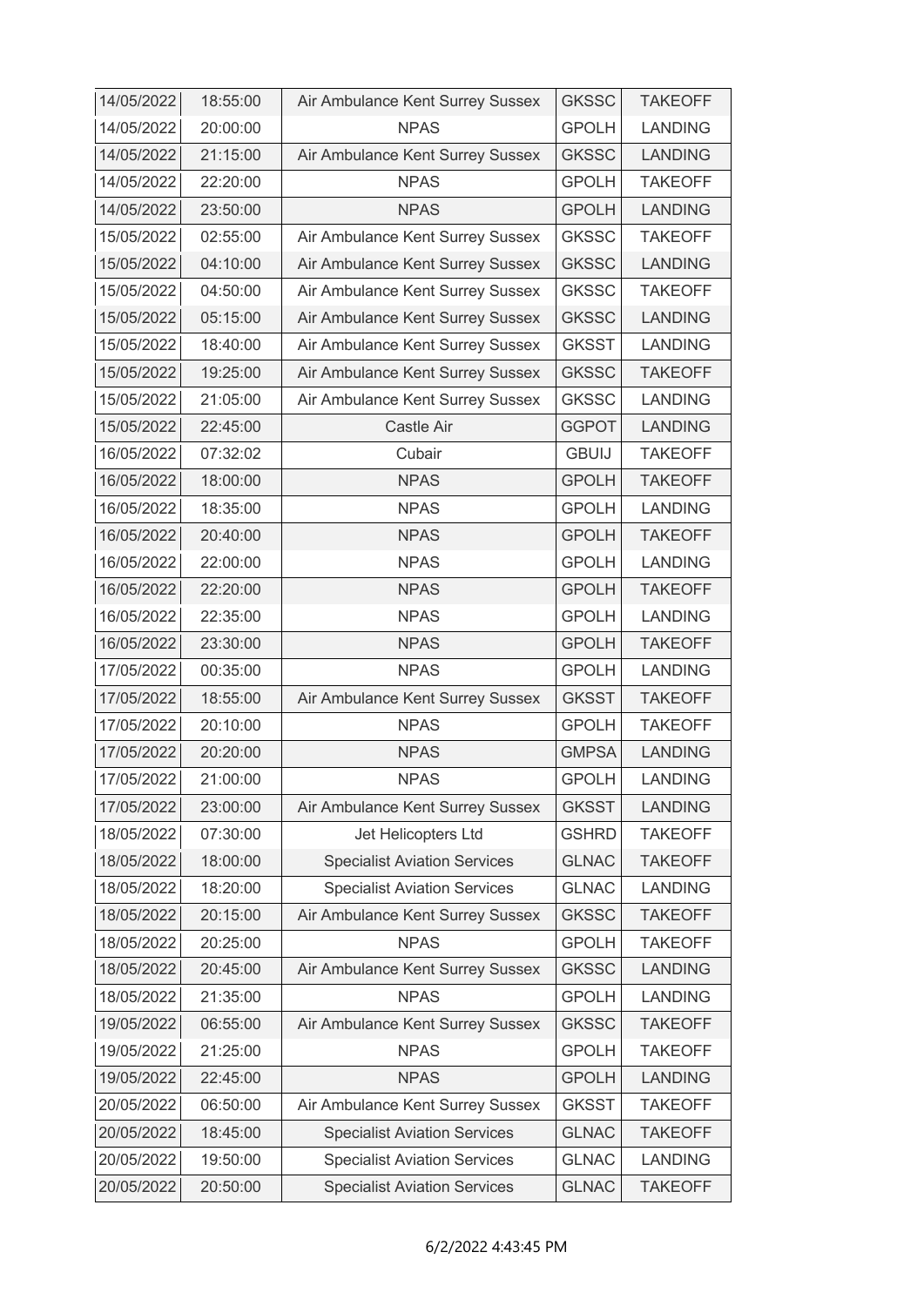| 14/05/2022 | 18:55:00 | Air Ambulance Kent Surrey Sussex | GKSSC | TAKEOFF |
|---|---|---|---|---|
| 14/05/2022 | 20:00:00 | NPAS | GPOLH | LANDING |
| 14/05/2022 | 21:15:00 | Air Ambulance Kent Surrey Sussex | GKSSC | LANDING |
| 14/05/2022 | 22:20:00 | NPAS | GPOLH | TAKEOFF |
| 14/05/2022 | 23:50:00 | NPAS | GPOLH | LANDING |
| 15/05/2022 | 02:55:00 | Air Ambulance Kent Surrey Sussex | GKSSC | TAKEOFF |
| 15/05/2022 | 04:10:00 | Air Ambulance Kent Surrey Sussex | GKSSC | LANDING |
| 15/05/2022 | 04:50:00 | Air Ambulance Kent Surrey Sussex | GKSSC | TAKEOFF |
| 15/05/2022 | 05:15:00 | Air Ambulance Kent Surrey Sussex | GKSSC | LANDING |
| 15/05/2022 | 18:40:00 | Air Ambulance Kent Surrey Sussex | GKSST | LANDING |
| 15/05/2022 | 19:25:00 | Air Ambulance Kent Surrey Sussex | GKSSC | TAKEOFF |
| 15/05/2022 | 21:05:00 | Air Ambulance Kent Surrey Sussex | GKSSC | LANDING |
| 15/05/2022 | 22:45:00 | Castle Air | GGPOT | LANDING |
| 16/05/2022 | 07:32:02 | Cubair | GBUIJ | TAKEOFF |
| 16/05/2022 | 18:00:00 | NPAS | GPOLH | TAKEOFF |
| 16/05/2022 | 18:35:00 | NPAS | GPOLH | LANDING |
| 16/05/2022 | 20:40:00 | NPAS | GPOLH | TAKEOFF |
| 16/05/2022 | 22:00:00 | NPAS | GPOLH | LANDING |
| 16/05/2022 | 22:20:00 | NPAS | GPOLH | TAKEOFF |
| 16/05/2022 | 22:35:00 | NPAS | GPOLH | LANDING |
| 16/05/2022 | 23:30:00 | NPAS | GPOLH | TAKEOFF |
| 17/05/2022 | 00:35:00 | NPAS | GPOLH | LANDING |
| 17/05/2022 | 18:55:00 | Air Ambulance Kent Surrey Sussex | GKSST | TAKEOFF |
| 17/05/2022 | 20:10:00 | NPAS | GPOLH | TAKEOFF |
| 17/05/2022 | 20:20:00 | NPAS | GMPSA | LANDING |
| 17/05/2022 | 21:00:00 | NPAS | GPOLH | LANDING |
| 17/05/2022 | 23:00:00 | Air Ambulance Kent Surrey Sussex | GKSST | LANDING |
| 18/05/2022 | 07:30:00 | Jet Helicopters Ltd | GSHRD | TAKEOFF |
| 18/05/2022 | 18:00:00 | Specialist Aviation Services | GLNAC | TAKEOFF |
| 18/05/2022 | 18:20:00 | Specialist Aviation Services | GLNAC | LANDING |
| 18/05/2022 | 20:15:00 | Air Ambulance Kent Surrey Sussex | GKSSC | TAKEOFF |
| 18/05/2022 | 20:25:00 | NPAS | GPOLH | TAKEOFF |
| 18/05/2022 | 20:45:00 | Air Ambulance Kent Surrey Sussex | GKSSC | LANDING |
| 18/05/2022 | 21:35:00 | NPAS | GPOLH | LANDING |
| 19/05/2022 | 06:55:00 | Air Ambulance Kent Surrey Sussex | GKSSC | TAKEOFF |
| 19/05/2022 | 21:25:00 | NPAS | GPOLH | TAKEOFF |
| 19/05/2022 | 22:45:00 | NPAS | GPOLH | LANDING |
| 20/05/2022 | 06:50:00 | Air Ambulance Kent Surrey Sussex | GKSST | TAKEOFF |
| 20/05/2022 | 18:45:00 | Specialist Aviation Services | GLNAC | TAKEOFF |
| 20/05/2022 | 19:50:00 | Specialist Aviation Services | GLNAC | LANDING |
| 20/05/2022 | 20:50:00 | Specialist Aviation Services | GLNAC | TAKEOFF |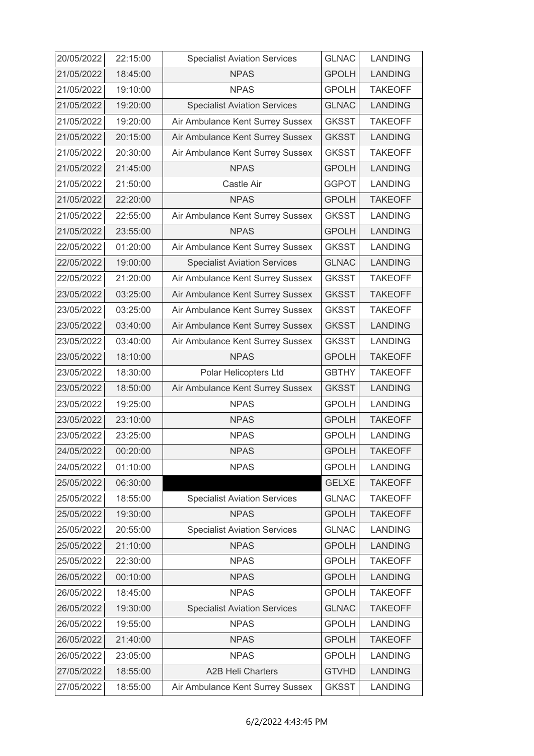| | | | | |
|---|---|---|---|---|
| 20/05/2022 | 22:15:00 | Specialist Aviation Services | GLNAC | LANDING |
| 21/05/2022 | 18:45:00 | NPAS | GPOLH | LANDING |
| 21/05/2022 | 19:10:00 | NPAS | GPOLH | TAKEOFF |
| 21/05/2022 | 19:20:00 | Specialist Aviation Services | GLNAC | LANDING |
| 21/05/2022 | 19:20:00 | Air Ambulance Kent Surrey Sussex | GKSST | TAKEOFF |
| 21/05/2022 | 20:15:00 | Air Ambulance Kent Surrey Sussex | GKSST | LANDING |
| 21/05/2022 | 20:30:00 | Air Ambulance Kent Surrey Sussex | GKSST | TAKEOFF |
| 21/05/2022 | 21:45:00 | NPAS | GPOLH | LANDING |
| 21/05/2022 | 21:50:00 | Castle Air | GGPOT | LANDING |
| 21/05/2022 | 22:20:00 | NPAS | GPOLH | TAKEOFF |
| 21/05/2022 | 22:55:00 | Air Ambulance Kent Surrey Sussex | GKSST | LANDING |
| 21/05/2022 | 23:55:00 | NPAS | GPOLH | LANDING |
| 22/05/2022 | 01:20:00 | Air Ambulance Kent Surrey Sussex | GKSST | LANDING |
| 22/05/2022 | 19:00:00 | Specialist Aviation Services | GLNAC | LANDING |
| 22/05/2022 | 21:20:00 | Air Ambulance Kent Surrey Sussex | GKSST | TAKEOFF |
| 23/05/2022 | 03:25:00 | Air Ambulance Kent Surrey Sussex | GKSST | TAKEOFF |
| 23/05/2022 | 03:25:00 | Air Ambulance Kent Surrey Sussex | GKSST | TAKEOFF |
| 23/05/2022 | 03:40:00 | Air Ambulance Kent Surrey Sussex | GKSST | LANDING |
| 23/05/2022 | 03:40:00 | Air Ambulance Kent Surrey Sussex | GKSST | LANDING |
| 23/05/2022 | 18:10:00 | NPAS | GPOLH | TAKEOFF |
| 23/05/2022 | 18:30:00 | Polar Helicopters Ltd | GBTHY | TAKEOFF |
| 23/05/2022 | 18:50:00 | Air Ambulance Kent Surrey Sussex | GKSST | LANDING |
| 23/05/2022 | 19:25:00 | NPAS | GPOLH | LANDING |
| 23/05/2022 | 23:10:00 | NPAS | GPOLH | TAKEOFF |
| 23/05/2022 | 23:25:00 | NPAS | GPOLH | LANDING |
| 24/05/2022 | 00:20:00 | NPAS | GPOLH | TAKEOFF |
| 24/05/2022 | 01:10:00 | NPAS | GPOLH | LANDING |
| 25/05/2022 | 06:30:00 | | GELXE | TAKEOFF |
| 25/05/2022 | 18:55:00 | Specialist Aviation Services | GLNAC | TAKEOFF |
| 25/05/2022 | 19:30:00 | NPAS | GPOLH | TAKEOFF |
| 25/05/2022 | 20:55:00 | Specialist Aviation Services | GLNAC | LANDING |
| 25/05/2022 | 21:10:00 | NPAS | GPOLH | LANDING |
| 25/05/2022 | 22:30:00 | NPAS | GPOLH | TAKEOFF |
| 26/05/2022 | 00:10:00 | NPAS | GPOLH | LANDING |
| 26/05/2022 | 18:45:00 | NPAS | GPOLH | TAKEOFF |
| 26/05/2022 | 19:30:00 | Specialist Aviation Services | GLNAC | TAKEOFF |
| 26/05/2022 | 19:55:00 | NPAS | GPOLH | LANDING |
| 26/05/2022 | 21:40:00 | NPAS | GPOLH | TAKEOFF |
| 26/05/2022 | 23:05:00 | NPAS | GPOLH | LANDING |
| 27/05/2022 | 18:55:00 | A2B Heli Charters | GTVHD | LANDING |
| 27/05/2022 | 18:55:00 | Air Ambulance Kent Surrey Sussex | GKSST | LANDING |

6/2/2022 4:43:45 PM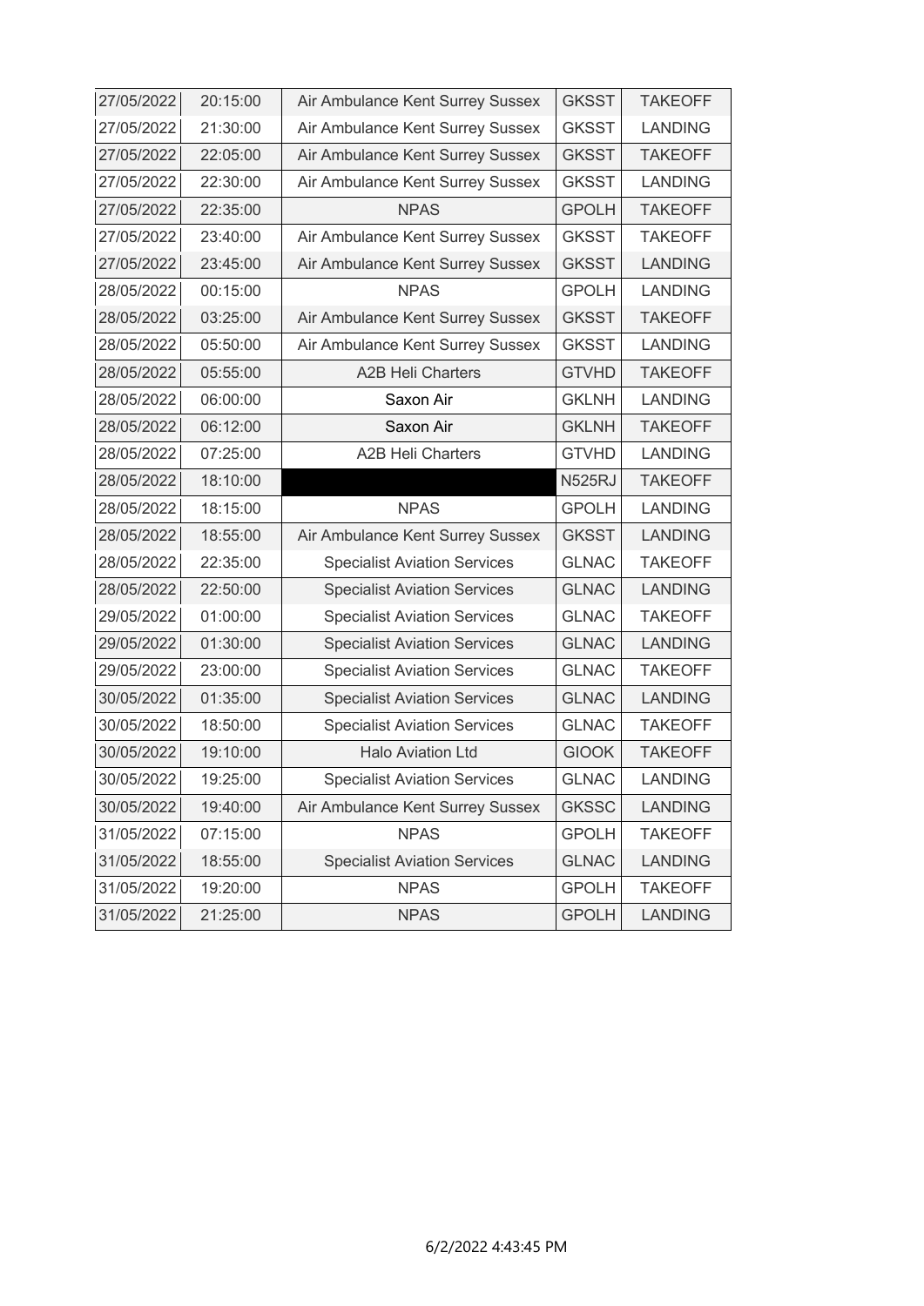| | | | | |
|---|---|---|---|---|
| 27/05/2022 | 20:15:00 | Air Ambulance Kent Surrey Sussex | GKSST | TAKEOFF |
| 27/05/2022 | 21:30:00 | Air Ambulance Kent Surrey Sussex | GKSST | LANDING |
| 27/05/2022 | 22:05:00 | Air Ambulance Kent Surrey Sussex | GKSST | TAKEOFF |
| 27/05/2022 | 22:30:00 | Air Ambulance Kent Surrey Sussex | GKSST | LANDING |
| 27/05/2022 | 22:35:00 | NPAS | GPOLH | TAKEOFF |
| 27/05/2022 | 23:40:00 | Air Ambulance Kent Surrey Sussex | GKSST | TAKEOFF |
| 27/05/2022 | 23:45:00 | Air Ambulance Kent Surrey Sussex | GKSST | LANDING |
| 28/05/2022 | 00:15:00 | NPAS | GPOLH | LANDING |
| 28/05/2022 | 03:25:00 | Air Ambulance Kent Surrey Sussex | GKSST | TAKEOFF |
| 28/05/2022 | 05:50:00 | Air Ambulance Kent Surrey Sussex | GKSST | LANDING |
| 28/05/2022 | 05:55:00 | A2B Heli Charters | GTVHD | TAKEOFF |
| 28/05/2022 | 06:00:00 | Saxon Air | GKLNH | LANDING |
| 28/05/2022 | 06:12:00 | Saxon Air | GKLNH | TAKEOFF |
| 28/05/2022 | 07:25:00 | A2B Heli Charters | GTVHD | LANDING |
| 28/05/2022 | 18:10:00 | | N525RJ | TAKEOFF |
| 28/05/2022 | 18:15:00 | NPAS | GPOLH | LANDING |
| 28/05/2022 | 18:55:00 | Air Ambulance Kent Surrey Sussex | GKSST | LANDING |
| 28/05/2022 | 22:35:00 | Specialist Aviation Services | GLNAC | TAKEOFF |
| 28/05/2022 | 22:50:00 | Specialist Aviation Services | GLNAC | LANDING |
| 29/05/2022 | 01:00:00 | Specialist Aviation Services | GLNAC | TAKEOFF |
| 29/05/2022 | 01:30:00 | Specialist Aviation Services | GLNAC | LANDING |
| 29/05/2022 | 23:00:00 | Specialist Aviation Services | GLNAC | TAKEOFF |
| 30/05/2022 | 01:35:00 | Specialist Aviation Services | GLNAC | LANDING |
| 30/05/2022 | 18:50:00 | Specialist Aviation Services | GLNAC | TAKEOFF |
| 30/05/2022 | 19:10:00 | Halo Aviation Ltd | GIOOK | TAKEOFF |
| 30/05/2022 | 19:25:00 | Specialist Aviation Services | GLNAC | LANDING |
| 30/05/2022 | 19:40:00 | Air Ambulance Kent Surrey Sussex | GKSSC | LANDING |
| 31/05/2022 | 07:15:00 | NPAS | GPOLH | TAKEOFF |
| 31/05/2022 | 18:55:00 | Specialist Aviation Services | GLNAC | LANDING |
| 31/05/2022 | 19:20:00 | NPAS | GPOLH | TAKEOFF |
| 31/05/2022 | 21:25:00 | NPAS | GPOLH | LANDING |

6/2/2022 4:43:45 PM